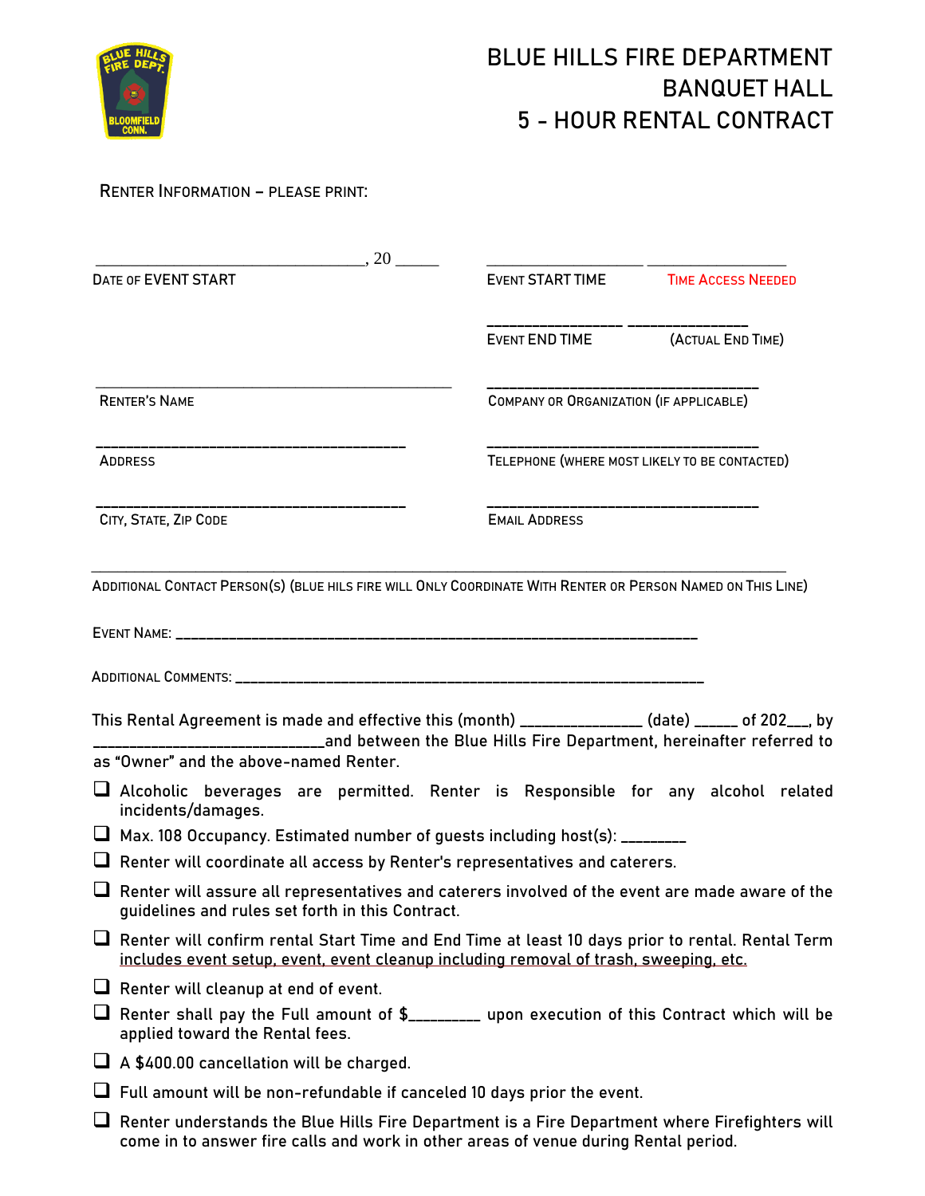# BLUE HILLS FIRE DEPARTMENT BANQUET HALL 5 - HOUR RENTAL CONTRACT

RENTER INFORMATION – PLEASE PRINT:

_______________________________, 20 _____
DATE OF EVENT START

_________________ _______________
EVENT START TIME    TIME ACCESS NEEDED

_______________ _______________
EVENT END TIME    (ACTUAL END TIME)

_________________________________________
RENTER'S NAME

_________________________________
COMPANY OR ORGANIZATION (IF APPLICABLE)

____________________________________
ADDRESS

_________________________________
TELEPHONE (WHERE MOST LIKELY TO BE CONTACTED)

____________________________________
CITY, STATE, ZIP CODE

_________________________________
EMAIL ADDRESS

_______________________________________________________________________________
ADDITIONAL CONTACT PERSON(S) (BLUE HILS FIRE WILL ONLY COORDINATE WITH RENTER OR PERSON NAMED ON THIS LINE)

EVENT NAME: ______________________________________________________________

ADDITIONAL COMMENTS: ______________________________________________________

This Rental Agreement is made and effective this (month) ______________ (date) _____ of 202___, by ____________________________and between the Blue Hills Fire Department, hereinafter referred to as "Owner" and the above-named Renter.

- ☐ Alcoholic beverages are permitted. Renter is Responsible for any alcohol related incidents/damages.
- ☐ Max. 108 Occupancy. Estimated number of guests including host(s): ________
- ☐ Renter will coordinate all access by Renter's representatives and caterers.
- ☐ Renter will assure all representatives and caterers involved of the event are made aware of the guidelines and rules set forth in this Contract.
- ☐ Renter will confirm rental Start Time and End Time at least 10 days prior to rental. Rental Term <u>includes event setup, event, event cleanup including removal of trash, sweeping, etc.</u>
- ☐ Renter will cleanup at end of event.
- ☐ Renter shall pay the Full amount of $_________ upon execution of this Contract which will be applied toward the Rental fees.
- ☐ A $400.00 cancellation will be charged.
- ☐ Full amount will be non-refundable if canceled 10 days prior the event.
- ☐ Renter understands the Blue Hills Fire Department is a Fire Department where Firefighters will come in to answer fire calls and work in other areas of venue during Rental period.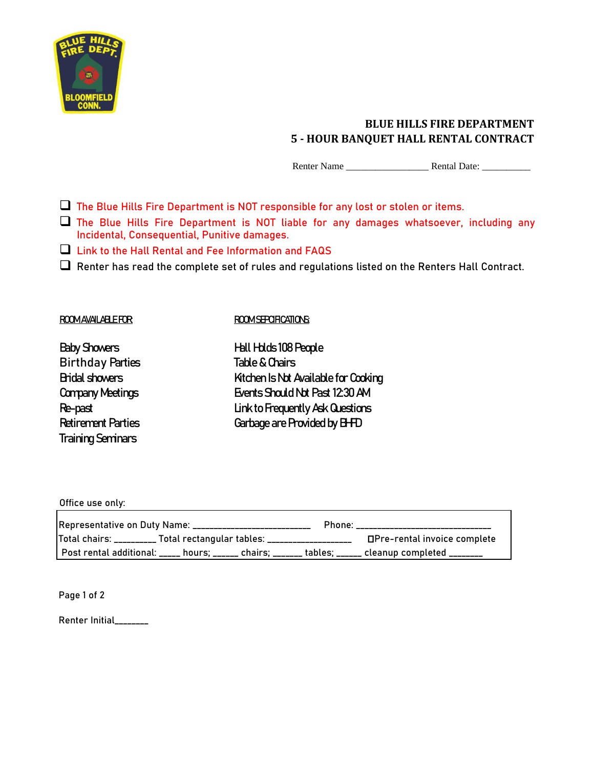# BLUE HILLS FIRE DEPARTMENT
# 5 - HOUR BANQUET HALL RENTAL CONTRACT

Renter Name _________________ Rental Date: __________

- ❑ The Blue Hills Fire Department is NOT responsible for any lost or stolen or items.
- ❑ The Blue Hills Fire Department is NOT liable for any damages whatsoever, including any Incidental, Consequential, Punitive damages.
- ❑ Link to the Hall Rental and Fee Information and FAQS
- ❑ Renter has read the complete set of rules and regulations listed on the Renters Hall Contract.

**ROOM AVAILABLE FOR:**

Baby Showers
Birthday Parties
Bridal showers
Company Meetings
Re-past
Retirement Parties
Training Seminars

**ROOM SEPCIFICATIONS:**

Hall Holds 108 People
Table & Chairs
Kitchen Is Not Available for Cooking
Events Should Not Past 12:30 AM
Link to Frequently Ask Questions
Garbage are Provided by BHFD

Office use only:

| | |
|---|---|
| Representative on Duty Name: __________________________ | Phone: ______________________________ |
| Total chairs: _________ Total rectangular tables: __________________ | ☐Pre-rental invoice complete |
| Post rental additional: _____ hours; ______ chairs; _______ tables; ______ cleanup completed _______ | |

Renter Initial________